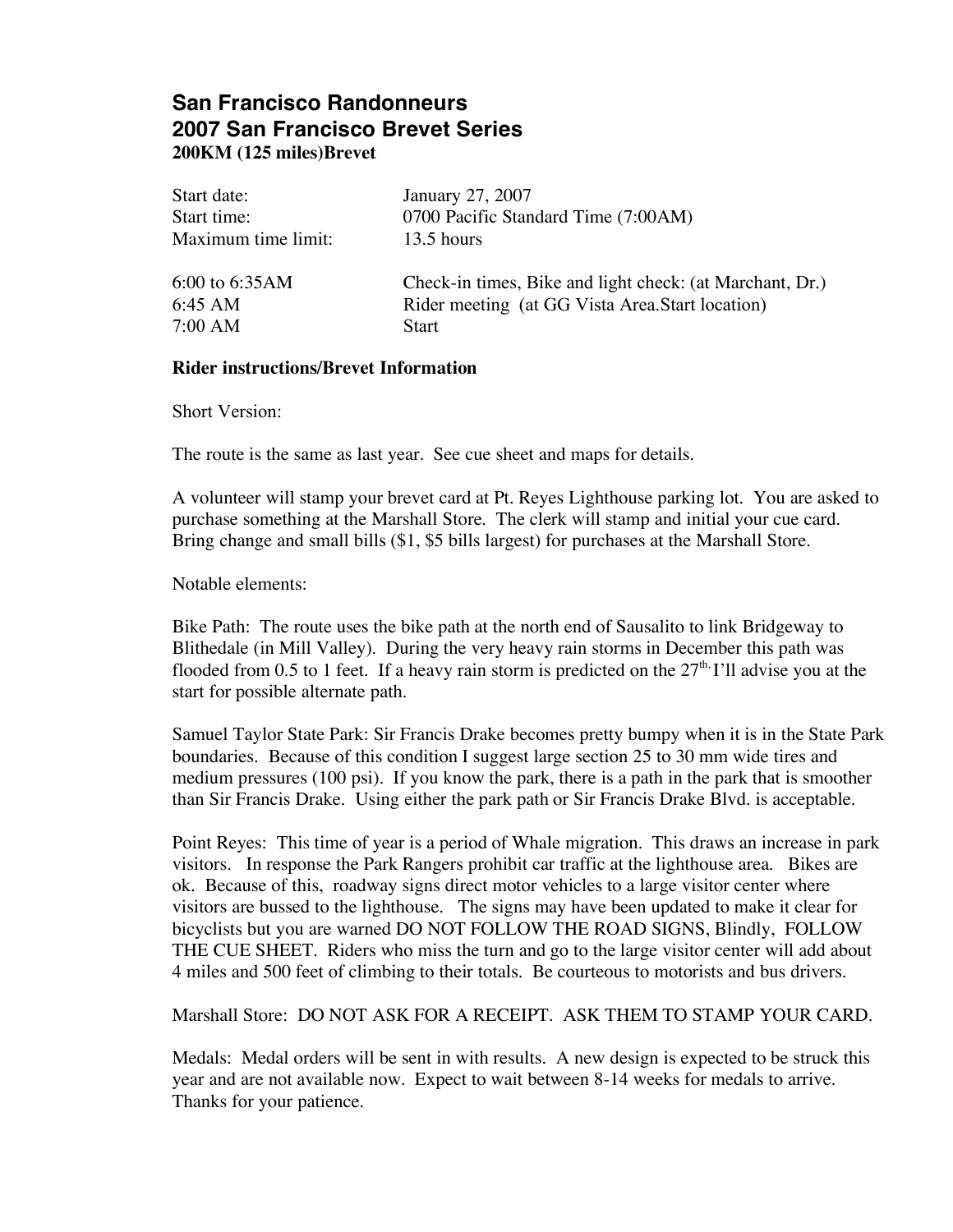# San Francisco Randonneurs
# 2007 San Francisco Brevet Series
**200KM (125 miles)Brevet**

| | |
|---|---|
| Start date: | January 27, 2007 |
| Start time: | 0700 Pacific Standard Time (7:00AM) |
| Maximum time limit: | 13.5 hours |
| 6:00 to 6:35AM | Check-in times, Bike and light check: (at Marchant, Dr.) |
| 6:45 AM | Rider meeting (at GG Vista Area.Start location) |
| 7:00 AM | Start |

**Rider instructions/Brevet Information**

Short Version:

The route is the same as last year. See cue sheet and maps for details.

A volunteer will stamp your brevet card at Pt. Reyes Lighthouse parking lot. You are asked to purchase something at the Marshall Store. The clerk will stamp and initial your cue card. Bring change and small bills ($1, $5 bills largest) for purchases at the Marshall Store.

Notable elements:

Bike Path: The route uses the bike path at the north end of Sausalito to link Bridgeway to Blithedale (in Mill Valley). During the very heavy rain storms in December this path was flooded from 0.5 to 1 feet. If a heavy rain storm is predicted on the 27th, I'll advise you at the start for possible alternate path.

Samuel Taylor State Park: Sir Francis Drake becomes pretty bumpy when it is in the State Park boundaries. Because of this condition I suggest large section 25 to 30 mm wide tires and medium pressures (100 psi). If you know the park, there is a path in the park that is smoother than Sir Francis Drake. Using either the park path or Sir Francis Drake Blvd. is acceptable.

Point Reyes: This time of year is a period of Whale migration. This draws an increase in park visitors. In response the Park Rangers prohibit car traffic at the lighthouse area. Bikes are ok. Because of this, roadway signs direct motor vehicles to a large visitor center where visitors are bussed to the lighthouse. The signs may have been updated to make it clear for bicyclists but you are warned DO NOT FOLLOW THE ROAD SIGNS, Blindly, FOLLOW THE CUE SHEET. Riders who miss the turn and go to the large visitor center will add about 4 miles and 500 feet of climbing to their totals. Be courteous to motorists and bus drivers.

Marshall Store: DO NOT ASK FOR A RECEIPT. ASK THEM TO STAMP YOUR CARD.

Medals: Medal orders will be sent in with results. A new design is expected to be struck this year and are not available now. Expect to wait between 8-14 weeks for medals to arrive. Thanks for your patience.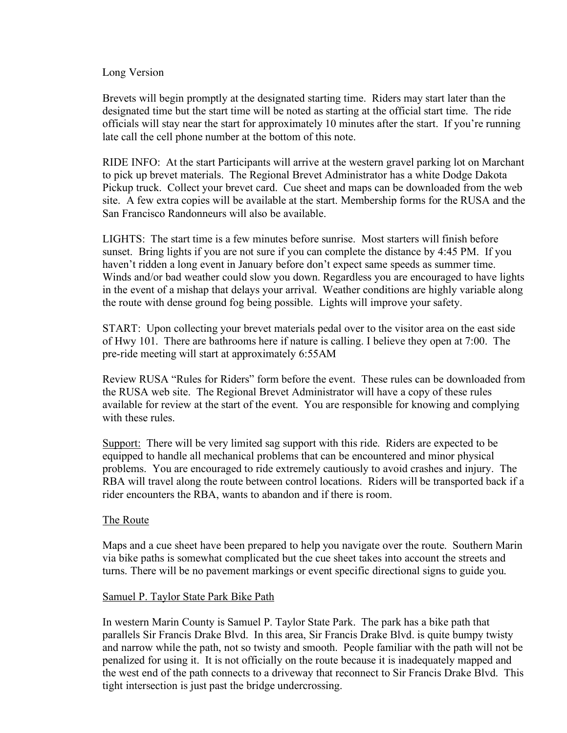Long Version

Brevets will begin promptly at the designated starting time. Riders may start later than the designated time but the start time will be noted as starting at the official start time. The ride officials will stay near the start for approximately 10 minutes after the start. If you're running late call the cell phone number at the bottom of this note.

RIDE INFO: At the start Participants will arrive at the western gravel parking lot on Marchant to pick up brevet materials. The Regional Brevet Administrator has a white Dodge Dakota Pickup truck. Collect your brevet card. Cue sheet and maps can be downloaded from the web site. A few extra copies will be available at the start. Membership forms for the RUSA and the San Francisco Randonneurs will also be available.

LIGHTS: The start time is a few minutes before sunrise. Most starters will finish before sunset. Bring lights if you are not sure if you can complete the distance by 4:45 PM. If you haven't ridden a long event in January before don't expect same speeds as summer time. Winds and/or bad weather could slow you down. Regardless you are encouraged to have lights in the event of a mishap that delays your arrival. Weather conditions are highly variable along the route with dense ground fog being possible. Lights will improve your safety.

START: Upon collecting your brevet materials pedal over to the visitor area on the east side of Hwy 101. There are bathrooms here if nature is calling. I believe they open at 7:00. The pre-ride meeting will start at approximately 6:55AM

Review RUSA "Rules for Riders" form before the event. These rules can be downloaded from the RUSA web site. The Regional Brevet Administrator will have a copy of these rules available for review at the start of the event. You are responsible for knowing and complying with these rules.

Support: There will be very limited sag support with this ride. Riders are expected to be equipped to handle all mechanical problems that can be encountered and minor physical problems. You are encouraged to ride extremely cautiously to avoid crashes and injury. The RBA will travel along the route between control locations. Riders will be transported back if a rider encounters the RBA, wants to abandon and if there is room.

## The Route

Maps and a cue sheet have been prepared to help you navigate over the route. Southern Marin via bike paths is somewhat complicated but the cue sheet takes into account the streets and turns. There will be no pavement markings or event specific directional signs to guide you.

## Samuel P. Taylor State Park Bike Path

In western Marin County is Samuel P. Taylor State Park. The park has a bike path that parallels Sir Francis Drake Blvd. In this area, Sir Francis Drake Blvd. is quite bumpy twisty and narrow while the path, not so twisty and smooth. People familiar with the path will not be penalized for using it. It is not officially on the route because it is inadequately mapped and the west end of the path connects to a driveway that reconnect to Sir Francis Drake Blvd. This tight intersection is just past the bridge undercrossing.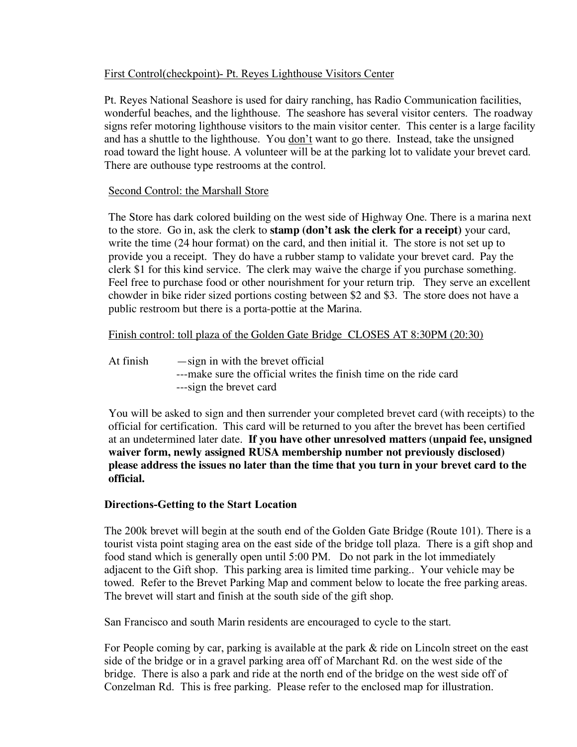First Control(checkpoint)- Pt. Reyes Lighthouse Visitors Center

Pt. Reyes National Seashore is used for dairy ranching, has Radio Communication facilities, wonderful beaches, and the lighthouse. The seashore has several visitor centers. The roadway signs refer motoring lighthouse visitors to the main visitor center. This center is a large facility and has a shuttle to the lighthouse. You don't want to go there. Instead, take the unsigned road toward the light house. A volunteer will be at the parking lot to validate your brevet card. There are outhouse type restrooms at the control.

Second Control: the Marshall Store

The Store has dark colored building on the west side of Highway One. There is a marina next to the store. Go in, ask the clerk to **stamp (don't ask the clerk for a receipt)** your card, write the time (24 hour format) on the card, and then initial it. The store is not set up to provide you a receipt. They do have a rubber stamp to validate your brevet card. Pay the clerk $1 for this kind service. The clerk may waive the charge if you purchase something. Feel free to purchase food or other nourishment for your return trip. They serve an excellent chowder in bike rider sized portions costing between $2 and $3. The store does not have a public restroom but there is a porta-pottie at the Marina.

Finish control: toll plaza of the Golden Gate Bridge CLOSES AT 8:30PM (20:30)

At finish —sign in with the brevet official
---make sure the official writes the finish time on the ride card
---sign the brevet card

You will be asked to sign and then surrender your completed brevet card (with receipts) to the official for certification. This card will be returned to you after the brevet has been certified at an undetermined later date. **If you have other unresolved matters (unpaid fee, unsigned waiver form, newly assigned RUSA membership number not previously disclosed) please address the issues no later than the time that you turn in your brevet card to the official.**

**Directions-Getting to the Start Location**

The 200k brevet will begin at the south end of the Golden Gate Bridge (Route 101). There is a tourist vista point staging area on the east side of the bridge toll plaza. There is a gift shop and food stand which is generally open until 5:00 PM. Do not park in the lot immediately adjacent to the Gift shop. This parking area is limited time parking.. Your vehicle may be towed. Refer to the Brevet Parking Map and comment below to locate the free parking areas. The brevet will start and finish at the south side of the gift shop.

San Francisco and south Marin residents are encouraged to cycle to the start.

For People coming by car, parking is available at the park & ride on Lincoln street on the east side of the bridge or in a gravel parking area off of Marchant Rd. on the west side of the bridge. There is also a park and ride at the north end of the bridge on the west side off of Conzelman Rd. This is free parking. Please refer to the enclosed map for illustration.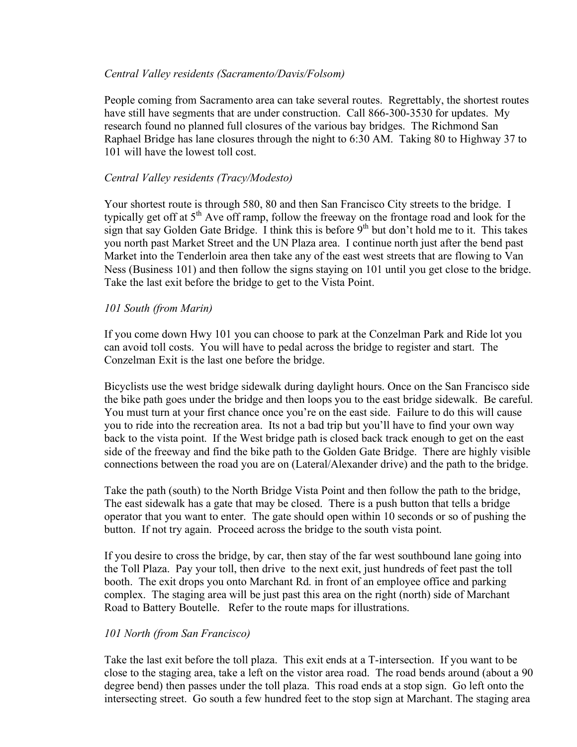*Central Valley residents (Sacramento/Davis/Folsom)*

People coming from Sacramento area can take several routes. Regrettably, the shortest routes have still have segments that are under construction. Call 866-300-3530 for updates. My research found no planned full closures of the various bay bridges. The Richmond San Raphael Bridge has lane closures through the night to 6:30 AM. Taking 80 to Highway 37 to 101 will have the lowest toll cost.

*Central Valley residents (Tracy/Modesto)*

Your shortest route is through 580, 80 and then San Francisco City streets to the bridge. I typically get off at 5th Ave off ramp, follow the freeway on the frontage road and look for the sign that say Golden Gate Bridge. I think this is before 9th but don't hold me to it. This takes you north past Market Street and the UN Plaza area. I continue north just after the bend past Market into the Tenderloin area then take any of the east west streets that are flowing to Van Ness (Business 101) and then follow the signs staying on 101 until you get close to the bridge. Take the last exit before the bridge to get to the Vista Point.

*101 South (from Marin)*

If you come down Hwy 101 you can choose to park at the Conzelman Park and Ride lot you can avoid toll costs. You will have to pedal across the bridge to register and start. The Conzelman Exit is the last one before the bridge.

Bicyclists use the west bridge sidewalk during daylight hours. Once on the San Francisco side the bike path goes under the bridge and then loops you to the east bridge sidewalk. Be careful. You must turn at your first chance once you're on the east side. Failure to do this will cause you to ride into the recreation area. Its not a bad trip but you'll have to find your own way back to the vista point. If the West bridge path is closed back track enough to get on the east side of the freeway and find the bike path to the Golden Gate Bridge. There are highly visible connections between the road you are on (Lateral/Alexander drive) and the path to the bridge.

Take the path (south) to the North Bridge Vista Point and then follow the path to the bridge, The east sidewalk has a gate that may be closed. There is a push button that tells a bridge operator that you want to enter. The gate should open within 10 seconds or so of pushing the button. If not try again. Proceed across the bridge to the south vista point.

If you desire to cross the bridge, by car, then stay of the far west southbound lane going into the Toll Plaza. Pay your toll, then drive to the next exit, just hundreds of feet past the toll booth. The exit drops you onto Marchant Rd. in front of an employee office and parking complex. The staging area will be just past this area on the right (north) side of Marchant Road to Battery Boutelle. Refer to the route maps for illustrations.

*101 North (from San Francisco)*

Take the last exit before the toll plaza. This exit ends at a T-intersection. If you want to be close to the staging area, take a left on the vistor area road. The road bends around (about a 90 degree bend) then passes under the toll plaza. This road ends at a stop sign. Go left onto the intersecting street. Go south a few hundred feet to the stop sign at Marchant. The staging area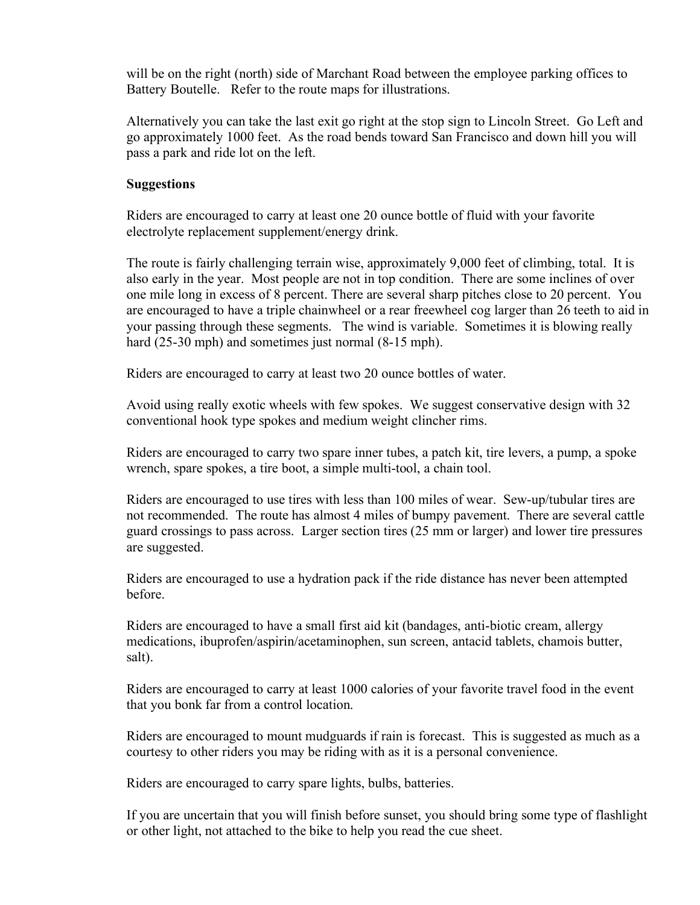will be on the right (north) side of Marchant Road between the employee parking offices to Battery Boutelle. Refer to the route maps for illustrations.

Alternatively you can take the last exit go right at the stop sign to Lincoln Street. Go Left and go approximately 1000 feet. As the road bends toward San Francisco and down hill you will pass a park and ride lot on the left.

**Suggestions**

Riders are encouraged to carry at least one 20 ounce bottle of fluid with your favorite electrolyte replacement supplement/energy drink.

The route is fairly challenging terrain wise, approximately 9,000 feet of climbing, total. It is also early in the year. Most people are not in top condition. There are some inclines of over one mile long in excess of 8 percent. There are several sharp pitches close to 20 percent. You are encouraged to have a triple chainwheel or a rear freewheel cog larger than 26 teeth to aid in your passing through these segments. The wind is variable. Sometimes it is blowing really hard (25-30 mph) and sometimes just normal (8-15 mph).

Riders are encouraged to carry at least two 20 ounce bottles of water.

Avoid using really exotic wheels with few spokes. We suggest conservative design with 32 conventional hook type spokes and medium weight clincher rims.

Riders are encouraged to carry two spare inner tubes, a patch kit, tire levers, a pump, a spoke wrench, spare spokes, a tire boot, a simple multi-tool, a chain tool.

Riders are encouraged to use tires with less than 100 miles of wear. Sew-up/tubular tires are not recommended. The route has almost 4 miles of bumpy pavement. There are several cattle guard crossings to pass across. Larger section tires (25 mm or larger) and lower tire pressures are suggested.

Riders are encouraged to use a hydration pack if the ride distance has never been attempted before.

Riders are encouraged to have a small first aid kit (bandages, anti-biotic cream, allergy medications, ibuprofen/aspirin/acetaminophen, sun screen, antacid tablets, chamois butter, salt).

Riders are encouraged to carry at least 1000 calories of your favorite travel food in the event that you bonk far from a control location.

Riders are encouraged to mount mudguards if rain is forecast. This is suggested as much as a courtesy to other riders you may be riding with as it is a personal convenience.

Riders are encouraged to carry spare lights, bulbs, batteries.

If you are uncertain that you will finish before sunset, you should bring some type of flashlight or other light, not attached to the bike to help you read the cue sheet.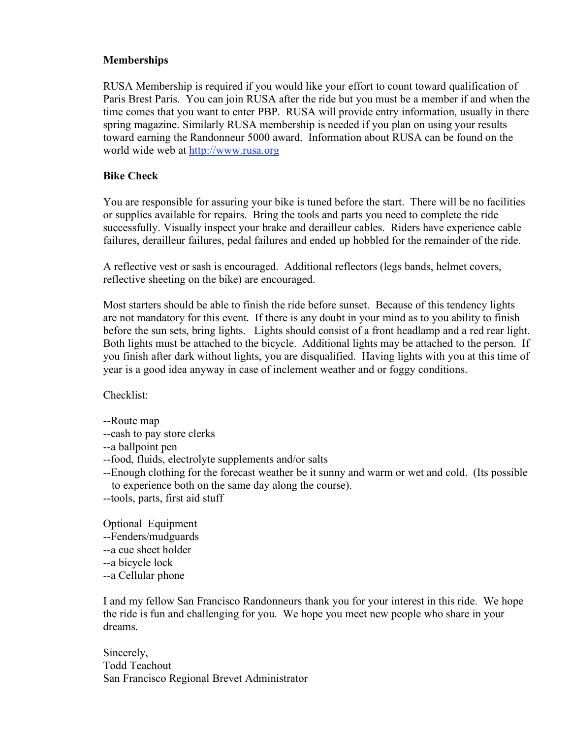**Memberships**

RUSA Membership is required if you would like your effort to count toward qualification of Paris Brest Paris. You can join RUSA after the ride but you must be a member if and when the time comes that you want to enter PBP. RUSA will provide entry information, usually in there spring magazine. Similarly RUSA membership is needed if you plan on using your results toward earning the Randonneur 5000 award. Information about RUSA can be found on the world wide web at http://www.rusa.org

**Bike Check**

You are responsible for assuring your bike is tuned before the start. There will be no facilities or supplies available for repairs. Bring the tools and parts you need to complete the ride successfully. Visually inspect your brake and derailleur cables. Riders have experience cable failures, derailleur failures, pedal failures and ended up hobbled for the remainder of the ride.

A reflective vest or sash is encouraged. Additional reflectors (legs bands, helmet covers, reflective sheeting on the bike) are encouraged.

Most starters should be able to finish the ride before sunset. Because of this tendency lights are not mandatory for this event. If there is any doubt in your mind as to you ability to finish before the sun sets, bring lights. Lights should consist of a front headlamp and a red rear light. Both lights must be attached to the bicycle. Additional lights may be attached to the person. If you finish after dark without lights, you are disqualified. Having lights with you at this time of year is a good idea anyway in case of inclement weather and or foggy conditions.

Checklist:

--Route map
--cash to pay store clerks
--a ballpoint pen
--food, fluids, electrolyte supplements and/or salts
--Enough clothing for the forecast weather be it sunny and warm or wet and cold. (Its possible to experience both on the same day along the course).
--tools, parts, first aid stuff

Optional Equipment
--Fenders/mudguards
--a cue sheet holder
--a bicycle lock
--a Cellular phone

I and my fellow San Francisco Randonneurs thank you for your interest in this ride. We hope the ride is fun and challenging for you. We hope you meet new people who share in your dreams.

Sincerely,
Todd Teachout
San Francisco Regional Brevet Administrator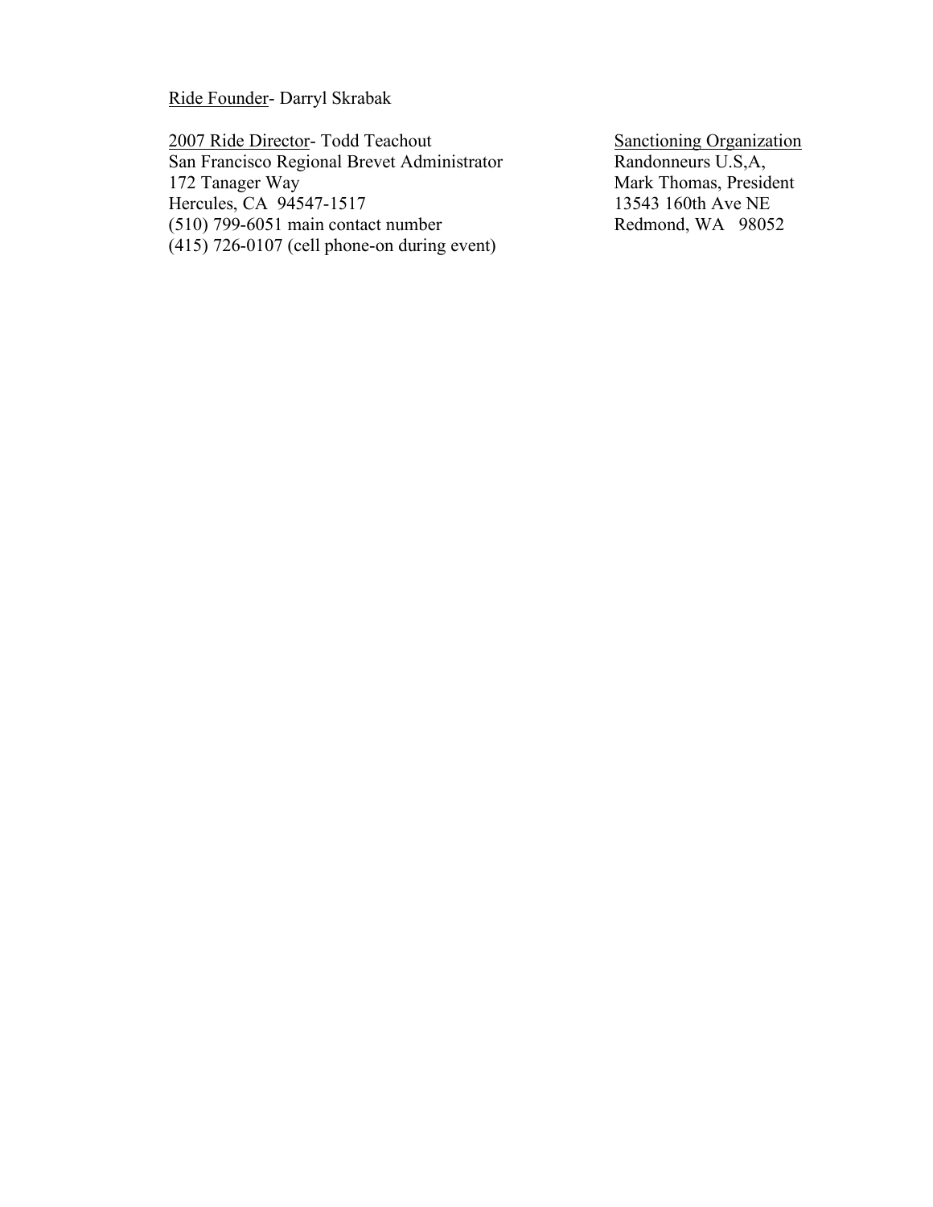Ride Founder- Darryl Skrabak

2007 Ride Director- Todd Teachout
San Francisco Regional Brevet Administrator
172 Tanager Way
Hercules, CA 94547-1517
(510) 799-6051 main contact number
(415) 726-0107 (cell phone-on during event)

Sanctioning Organization
Randonneurs U.S,A,
Mark Thomas, President
13543 160th Ave NE
Redmond, WA 98052